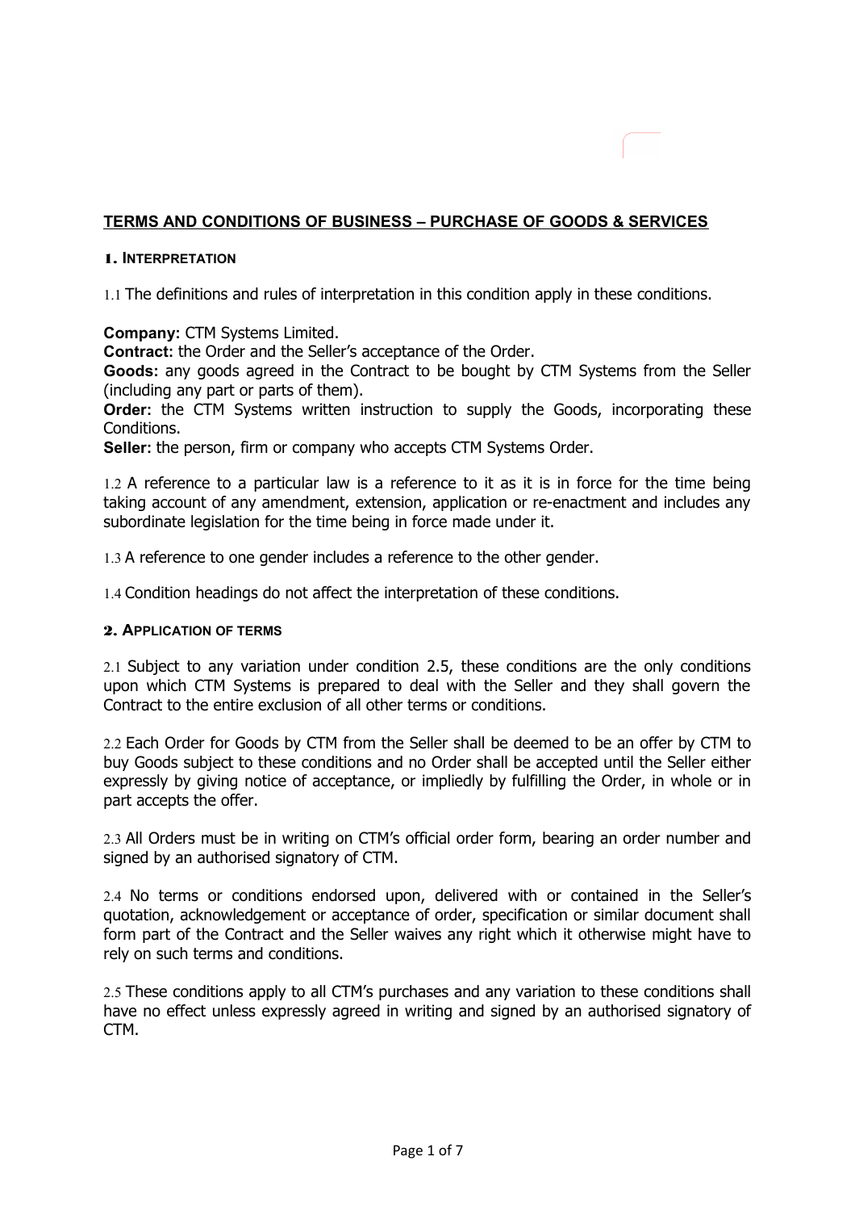# TERMS AND CONDITIONS OF BUSINESS – PURCHASE OF GOODS & SERVICES

## 1. INTERPRETATION

1.1 The definitions and rules of interpretation in this condition apply in these conditions.

**Company:** CTM Systems Limited.
**Contract:** the Order and the Seller's acceptance of the Order.
**Goods:** any goods agreed in the Contract to be bought by CTM Systems from the Seller (including any part or parts of them).
**Order:** the CTM Systems written instruction to supply the Goods, incorporating these Conditions.
**Seller:** the person, firm or company who accepts CTM Systems Order.

1.2 A reference to a particular law is a reference to it as it is in force for the time being taking account of any amendment, extension, application or re-enactment and includes any subordinate legislation for the time being in force made under it.

1.3 A reference to one gender includes a reference to the other gender.

1.4 Condition headings do not affect the interpretation of these conditions.

## 2. APPLICATION OF TERMS

2.1 Subject to any variation under condition 2.5, these conditions are the only conditions upon which CTM Systems is prepared to deal with the Seller and they shall govern the Contract to the entire exclusion of all other terms or conditions.

2.2 Each Order for Goods by CTM from the Seller shall be deemed to be an offer by CTM to buy Goods subject to these conditions and no Order shall be accepted until the Seller either expressly by giving notice of acceptance, or impliedly by fulfilling the Order, in whole or in part accepts the offer.

2.3 All Orders must be in writing on CTM's official order form, bearing an order number and signed by an authorised signatory of CTM.

2.4 No terms or conditions endorsed upon, delivered with or contained in the Seller's quotation, acknowledgement or acceptance of order, specification or similar document shall form part of the Contract and the Seller waives any right which it otherwise might have to rely on such terms and conditions.

2.5 These conditions apply to all CTM's purchases and any variation to these conditions shall have no effect unless expressly agreed in writing and signed by an authorised signatory of CTM.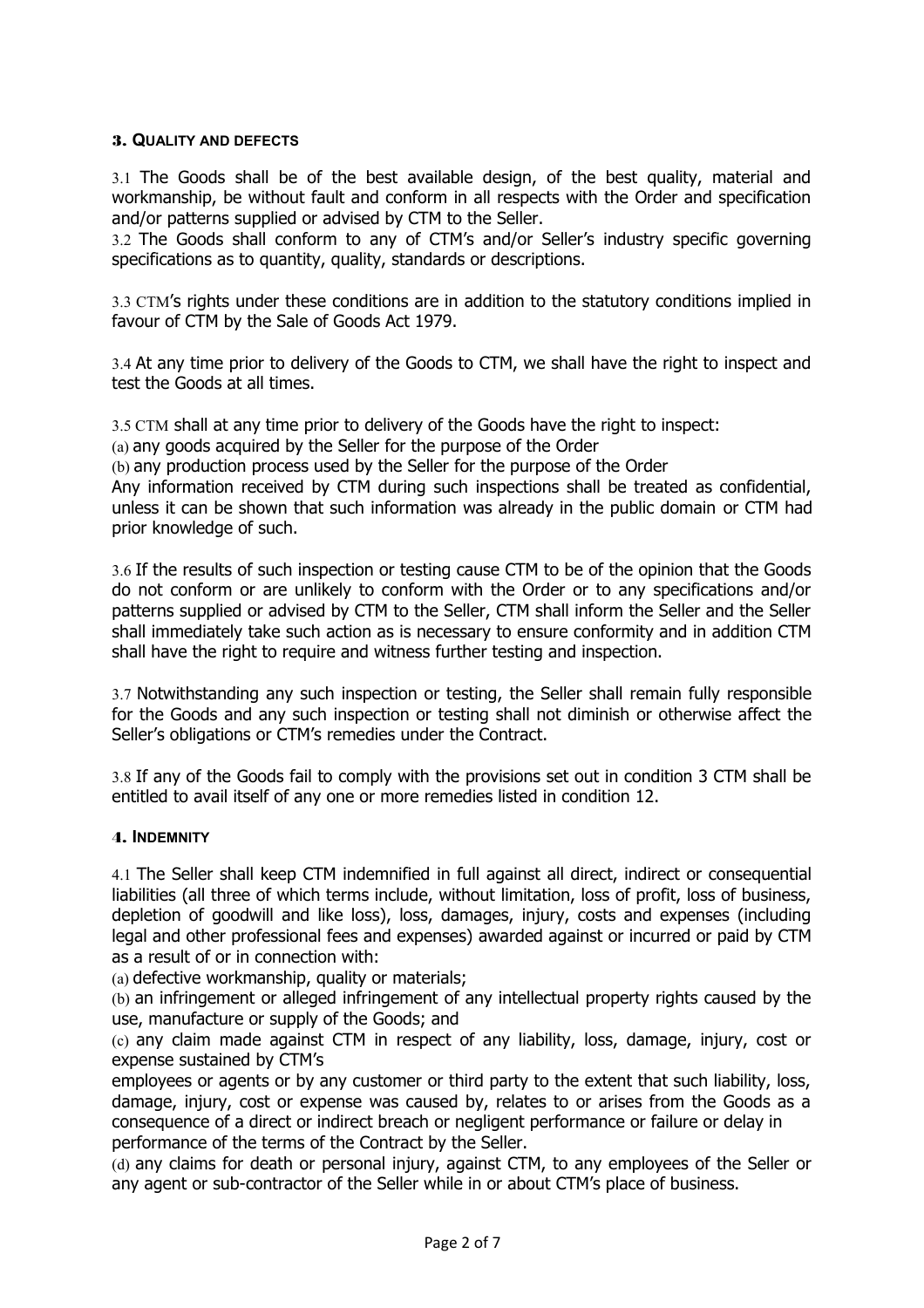## 3. Quality and defects

3.1 The Goods shall be of the best available design, of the best quality, material and workmanship, be without fault and conform in all respects with the Order and specification and/or patterns supplied or advised by CTM to the Seller.

3.2 The Goods shall conform to any of CTM's and/or Seller's industry specific governing specifications as to quantity, quality, standards or descriptions.

3.3 CTM's rights under these conditions are in addition to the statutory conditions implied in favour of CTM by the Sale of Goods Act 1979.

3.4 At any time prior to delivery of the Goods to CTM, we shall have the right to inspect and test the Goods at all times.

3.5 CTM shall at any time prior to delivery of the Goods have the right to inspect:

(a) any goods acquired by the Seller for the purpose of the Order

(b) any production process used by the Seller for the purpose of the Order

Any information received by CTM during such inspections shall be treated as confidential, unless it can be shown that such information was already in the public domain or CTM had prior knowledge of such.

3.6 If the results of such inspection or testing cause CTM to be of the opinion that the Goods do not conform or are unlikely to conform with the Order or to any specifications and/or patterns supplied or advised by CTM to the Seller, CTM shall inform the Seller and the Seller shall immediately take such action as is necessary to ensure conformity and in addition CTM shall have the right to require and witness further testing and inspection.

3.7 Notwithstanding any such inspection or testing, the Seller shall remain fully responsible for the Goods and any such inspection or testing shall not diminish or otherwise affect the Seller's obligations or CTM's remedies under the Contract.

3.8 If any of the Goods fail to comply with the provisions set out in condition 3 CTM shall be entitled to avail itself of any one or more remedies listed in condition 12.

## 4. Indemnity

4.1 The Seller shall keep CTM indemnified in full against all direct, indirect or consequential liabilities (all three of which terms include, without limitation, loss of profit, loss of business, depletion of goodwill and like loss), loss, damages, injury, costs and expenses (including legal and other professional fees and expenses) awarded against or incurred or paid by CTM as a result of or in connection with:

(a) defective workmanship, quality or materials;

(b) an infringement or alleged infringement of any intellectual property rights caused by the use, manufacture or supply of the Goods; and

(c) any claim made against CTM in respect of any liability, loss, damage, injury, cost or expense sustained by CTM's employees or agents or by any customer or third party to the extent that such liability, loss, damage, injury, cost or expense was caused by, relates to or arises from the Goods as a consequence of a direct or indirect breach or negligent performance or failure or delay in performance of the terms of the Contract by the Seller.

(d) any claims for death or personal injury, against CTM, to any employees of the Seller or any agent or sub-contractor of the Seller while in or about CTM's place of business.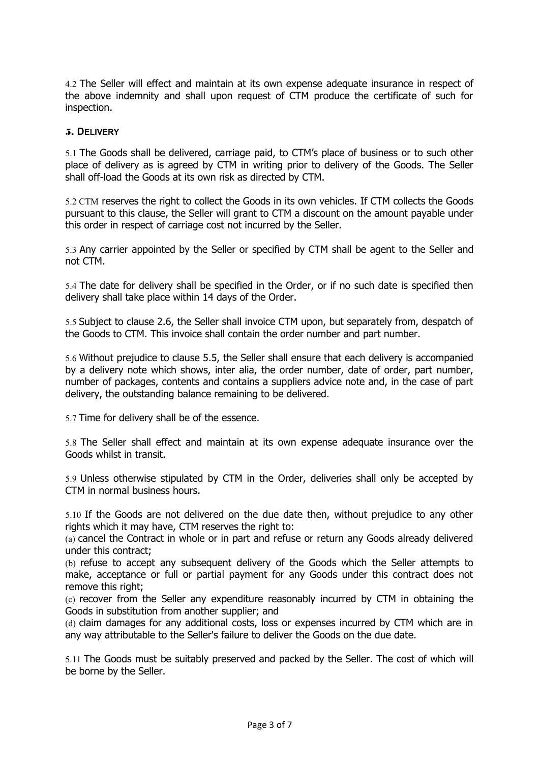4.2 The Seller will effect and maintain at its own expense adequate insurance in respect of the above indemnity and shall upon request of CTM produce the certificate of such for inspection.

## 5. DELIVERY

5.1 The Goods shall be delivered, carriage paid, to CTM's place of business or to such other place of delivery as is agreed by CTM in writing prior to delivery of the Goods. The Seller shall off-load the Goods at its own risk as directed by CTM.

5.2 CTM reserves the right to collect the Goods in its own vehicles. If CTM collects the Goods pursuant to this clause, the Seller will grant to CTM a discount on the amount payable under this order in respect of carriage cost not incurred by the Seller.

5.3 Any carrier appointed by the Seller or specified by CTM shall be agent to the Seller and not CTM.

5.4 The date for delivery shall be specified in the Order, or if no such date is specified then delivery shall take place within 14 days of the Order.

5.5 Subject to clause 2.6, the Seller shall invoice CTM upon, but separately from, despatch of the Goods to CTM. This invoice shall contain the order number and part number.

5.6 Without prejudice to clause 5.5, the Seller shall ensure that each delivery is accompanied by a delivery note which shows, inter alia, the order number, date of order, part number, number of packages, contents and contains a suppliers advice note and, in the case of part delivery, the outstanding balance remaining to be delivered.

5.7 Time for delivery shall be of the essence.

5.8 The Seller shall effect and maintain at its own expense adequate insurance over the Goods whilst in transit.

5.9 Unless otherwise stipulated by CTM in the Order, deliveries shall only be accepted by CTM in normal business hours.

5.10 If the Goods are not delivered on the due date then, without prejudice to any other rights which it may have, CTM reserves the right to:

(a) cancel the Contract in whole or in part and refuse or return any Goods already delivered under this contract;

(b) refuse to accept any subsequent delivery of the Goods which the Seller attempts to make, acceptance or full or partial payment for any Goods under this contract does not remove this right;

(c) recover from the Seller any expenditure reasonably incurred by CTM in obtaining the Goods in substitution from another supplier; and

(d) claim damages for any additional costs, loss or expenses incurred by CTM which are in any way attributable to the Seller's failure to deliver the Goods on the due date.

5.11 The Goods must be suitably preserved and packed by the Seller. The cost of which will be borne by the Seller.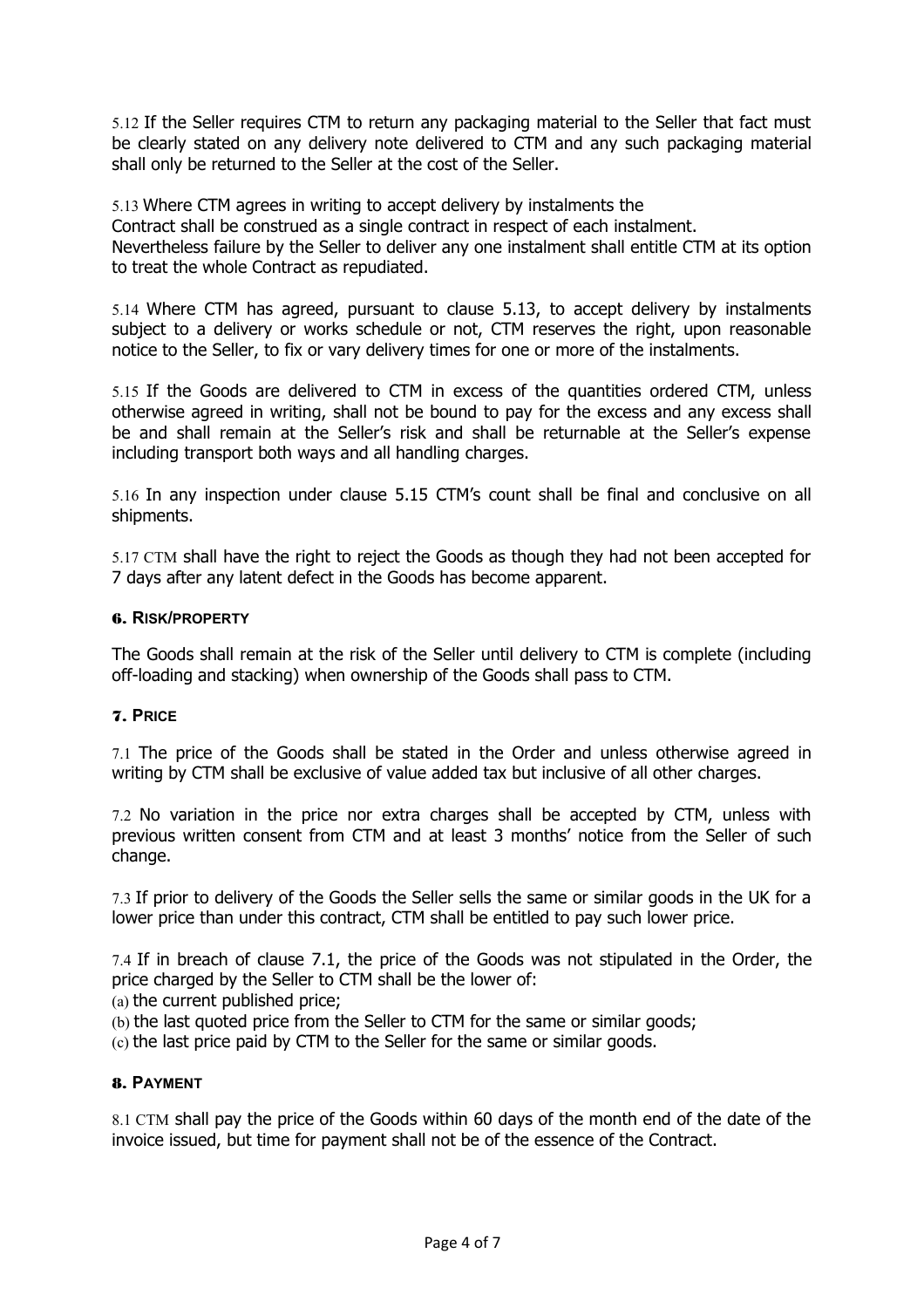5.12 If the Seller requires CTM to return any packaging material to the Seller that fact must be clearly stated on any delivery note delivered to CTM and any such packaging material shall only be returned to the Seller at the cost of the Seller.

5.13 Where CTM agrees in writing to accept delivery by instalments the Contract shall be construed as a single contract in respect of each instalment. Nevertheless failure by the Seller to deliver any one instalment shall entitle CTM at its option to treat the whole Contract as repudiated.

5.14 Where CTM has agreed, pursuant to clause 5.13, to accept delivery by instalments subject to a delivery or works schedule or not, CTM reserves the right, upon reasonable notice to the Seller, to fix or vary delivery times for one or more of the instalments.

5.15 If the Goods are delivered to CTM in excess of the quantities ordered CTM, unless otherwise agreed in writing, shall not be bound to pay for the excess and any excess shall be and shall remain at the Seller's risk and shall be returnable at the Seller's expense including transport both ways and all handling charges.

5.16 In any inspection under clause 5.15 CTM's count shall be final and conclusive on all shipments.

5.17 CTM shall have the right to reject the Goods as though they had not been accepted for 7 days after any latent defect in the Goods has become apparent.

## 6. RISK/PROPERTY

The Goods shall remain at the risk of the Seller until delivery to CTM is complete (including off-loading and stacking) when ownership of the Goods shall pass to CTM.

## 7. PRICE

7.1 The price of the Goods shall be stated in the Order and unless otherwise agreed in writing by CTM shall be exclusive of value added tax but inclusive of all other charges.

7.2 No variation in the price nor extra charges shall be accepted by CTM, unless with previous written consent from CTM and at least 3 months' notice from the Seller of such change.

7.3 If prior to delivery of the Goods the Seller sells the same or similar goods in the UK for a lower price than under this contract, CTM shall be entitled to pay such lower price.

7.4 If in breach of clause 7.1, the price of the Goods was not stipulated in the Order, the price charged by the Seller to CTM shall be the lower of:

(a) the current published price;

(b) the last quoted price from the Seller to CTM for the same or similar goods;

(c) the last price paid by CTM to the Seller for the same or similar goods.

## 8. PAYMENT

8.1 CTM shall pay the price of the Goods within 60 days of the month end of the date of the invoice issued, but time for payment shall not be of the essence of the Contract.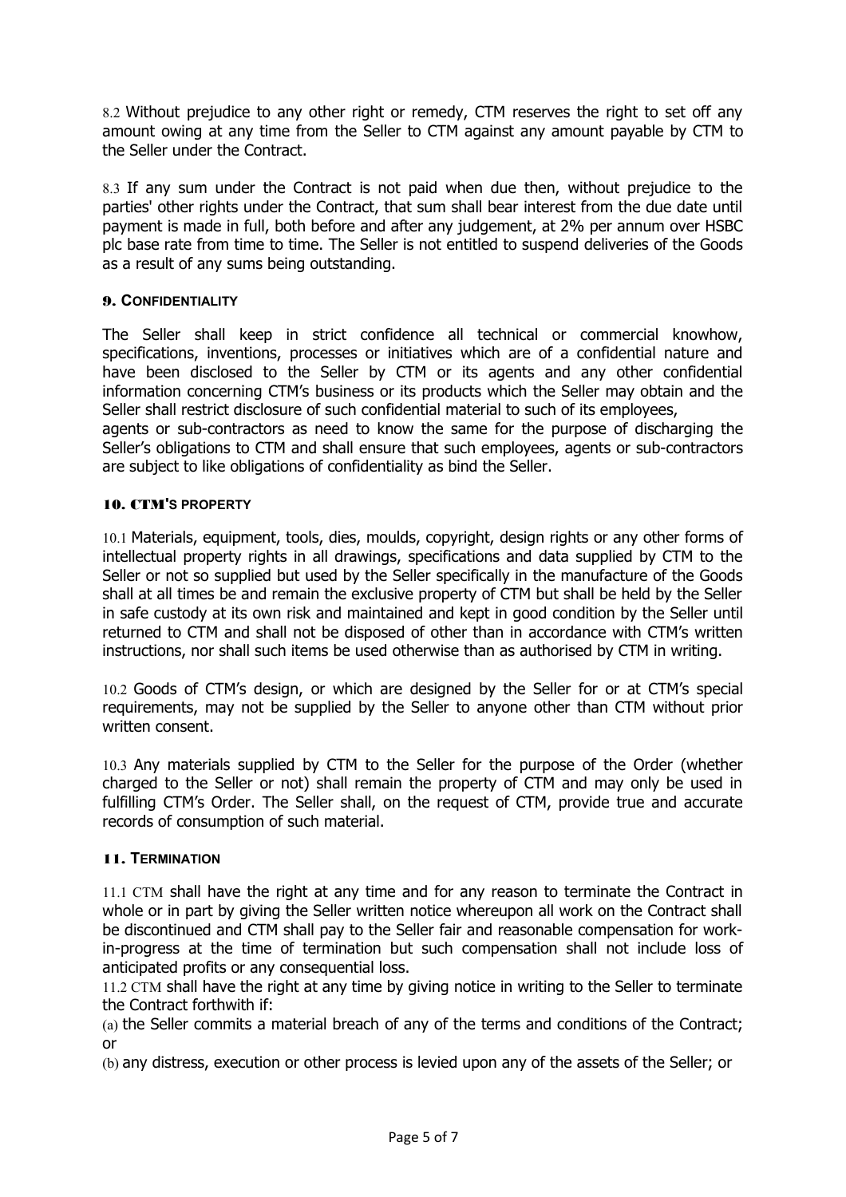8.2 Without prejudice to any other right or remedy, CTM reserves the right to set off any amount owing at any time from the Seller to CTM against any amount payable by CTM to the Seller under the Contract.

8.3 If any sum under the Contract is not paid when due then, without prejudice to the parties' other rights under the Contract, that sum shall bear interest from the due date until payment is made in full, both before and after any judgement, at 2% per annum over HSBC plc base rate from time to time. The Seller is not entitled to suspend deliveries of the Goods as a result of any sums being outstanding.

### 9. CONFIDENTIALITY

The Seller shall keep in strict confidence all technical or commercial knowhow, specifications, inventions, processes or initiatives which are of a confidential nature and have been disclosed to the Seller by CTM or its agents and any other confidential information concerning CTM's business or its products which the Seller may obtain and the Seller shall restrict disclosure of such confidential material to such of its employees, agents or sub-contractors as need to know the same for the purpose of discharging the Seller's obligations to CTM and shall ensure that such employees, agents or sub-contractors are subject to like obligations of confidentiality as bind the Seller.

### 10. CTM'S PROPERTY

10.1 Materials, equipment, tools, dies, moulds, copyright, design rights or any other forms of intellectual property rights in all drawings, specifications and data supplied by CTM to the Seller or not so supplied but used by the Seller specifically in the manufacture of the Goods shall at all times be and remain the exclusive property of CTM but shall be held by the Seller in safe custody at its own risk and maintained and kept in good condition by the Seller until returned to CTM and shall not be disposed of other than in accordance with CTM's written instructions, nor shall such items be used otherwise than as authorised by CTM in writing.

10.2 Goods of CTM's design, or which are designed by the Seller for or at CTM's special requirements, may not be supplied by the Seller to anyone other than CTM without prior written consent.

10.3 Any materials supplied by CTM to the Seller for the purpose of the Order (whether charged to the Seller or not) shall remain the property of CTM and may only be used in fulfilling CTM's Order. The Seller shall, on the request of CTM, provide true and accurate records of consumption of such material.

### 11. TERMINATION

11.1 CTM shall have the right at any time and for any reason to terminate the Contract in whole or in part by giving the Seller written notice whereupon all work on the Contract shall be discontinued and CTM shall pay to the Seller fair and reasonable compensation for work-in-progress at the time of termination but such compensation shall not include loss of anticipated profits or any consequential loss.

11.2 CTM shall have the right at any time by giving notice in writing to the Seller to terminate the Contract forthwith if:

(a) the Seller commits a material breach of any of the terms and conditions of the Contract; or

(b) any distress, execution or other process is levied upon any of the assets of the Seller; or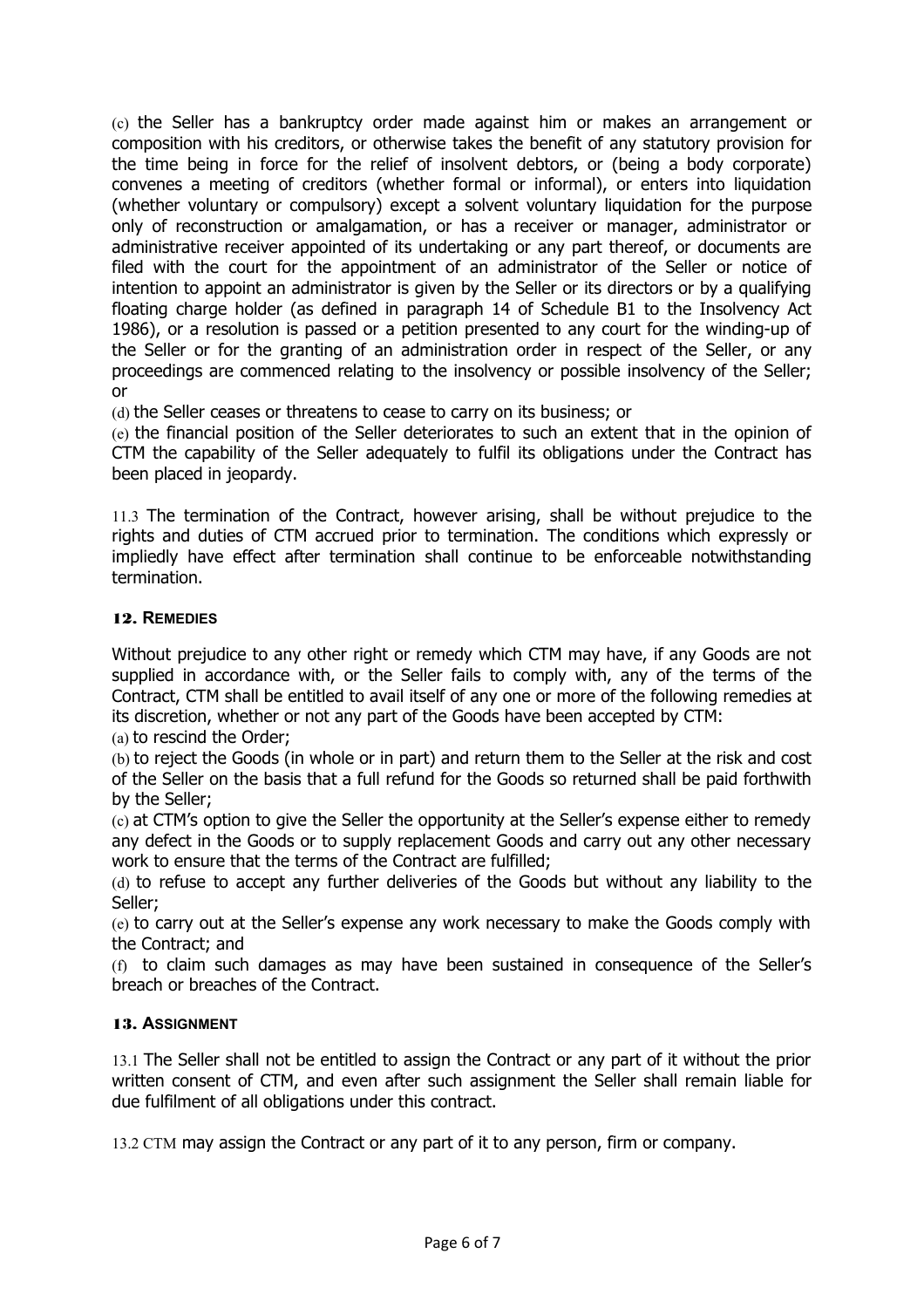(c) the Seller has a bankruptcy order made against him or makes an arrangement or composition with his creditors, or otherwise takes the benefit of any statutory provision for the time being in force for the relief of insolvent debtors, or (being a body corporate) convenes a meeting of creditors (whether formal or informal), or enters into liquidation (whether voluntary or compulsory) except a solvent voluntary liquidation for the purpose only of reconstruction or amalgamation, or has a receiver or manager, administrator or administrative receiver appointed of its undertaking or any part thereof, or documents are filed with the court for the appointment of an administrator of the Seller or notice of intention to appoint an administrator is given by the Seller or its directors or by a qualifying floating charge holder (as defined in paragraph 14 of Schedule B1 to the Insolvency Act 1986), or a resolution is passed or a petition presented to any court for the winding-up of the Seller or for the granting of an administration order in respect of the Seller, or any proceedings are commenced relating to the insolvency or possible insolvency of the Seller; or

(d) the Seller ceases or threatens to cease to carry on its business; or

(e) the financial position of the Seller deteriorates to such an extent that in the opinion of CTM the capability of the Seller adequately to fulfil its obligations under the Contract has been placed in jeopardy.

11.3 The termination of the Contract, however arising, shall be without prejudice to the rights and duties of CTM accrued prior to termination. The conditions which expressly or impliedly have effect after termination shall continue to be enforceable notwithstanding termination.

## 12. REMEDIES

Without prejudice to any other right or remedy which CTM may have, if any Goods are not supplied in accordance with, or the Seller fails to comply with, any of the terms of the Contract, CTM shall be entitled to avail itself of any one or more of the following remedies at its discretion, whether or not any part of the Goods have been accepted by CTM:

(a) to rescind the Order;

(b) to reject the Goods (in whole or in part) and return them to the Seller at the risk and cost of the Seller on the basis that a full refund for the Goods so returned shall be paid forthwith by the Seller;

(c) at CTM's option to give the Seller the opportunity at the Seller's expense either to remedy any defect in the Goods or to supply replacement Goods and carry out any other necessary work to ensure that the terms of the Contract are fulfilled;

(d) to refuse to accept any further deliveries of the Goods but without any liability to the Seller;

(e) to carry out at the Seller's expense any work necessary to make the Goods comply with the Contract; and

(f) to claim such damages as may have been sustained in consequence of the Seller's breach or breaches of the Contract.

## 13. ASSIGNMENT

13.1 The Seller shall not be entitled to assign the Contract or any part of it without the prior written consent of CTM, and even after such assignment the Seller shall remain liable for due fulfilment of all obligations under this contract.

13.2 CTM may assign the Contract or any part of it to any person, firm or company.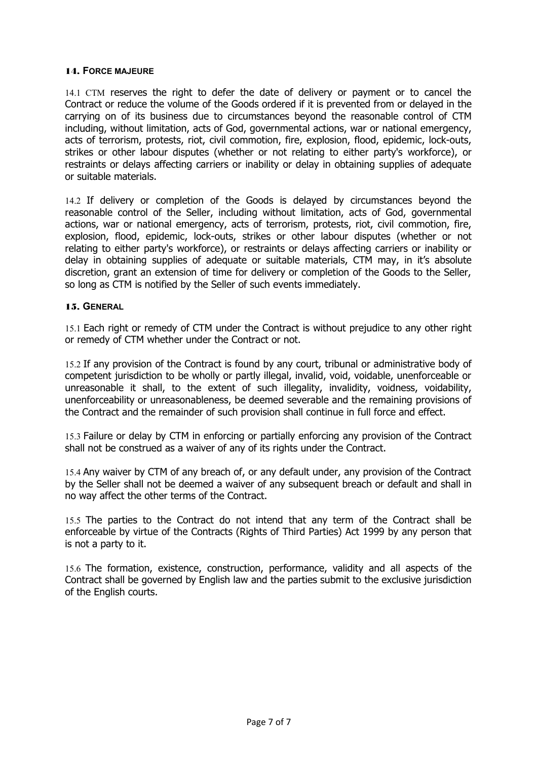## 14. FORCE MAJEURE

14.1 CTM reserves the right to defer the date of delivery or payment or to cancel the Contract or reduce the volume of the Goods ordered if it is prevented from or delayed in the carrying on of its business due to circumstances beyond the reasonable control of CTM including, without limitation, acts of God, governmental actions, war or national emergency, acts of terrorism, protests, riot, civil commotion, fire, explosion, flood, epidemic, lock-outs, strikes or other labour disputes (whether or not relating to either party's workforce), or restraints or delays affecting carriers or inability or delay in obtaining supplies of adequate or suitable materials.

14.2 If delivery or completion of the Goods is delayed by circumstances beyond the reasonable control of the Seller, including without limitation, acts of God, governmental actions, war or national emergency, acts of terrorism, protests, riot, civil commotion, fire, explosion, flood, epidemic, lock-outs, strikes or other labour disputes (whether or not relating to either party's workforce), or restraints or delays affecting carriers or inability or delay in obtaining supplies of adequate or suitable materials, CTM may, in it's absolute discretion, grant an extension of time for delivery or completion of the Goods to the Seller, so long as CTM is notified by the Seller of such events immediately.

## 15. GENERAL

15.1 Each right or remedy of CTM under the Contract is without prejudice to any other right or remedy of CTM whether under the Contract or not.

15.2 If any provision of the Contract is found by any court, tribunal or administrative body of competent jurisdiction to be wholly or partly illegal, invalid, void, voidable, unenforceable or unreasonable it shall, to the extent of such illegality, invalidity, voidness, voidability, unenforceability or unreasonableness, be deemed severable and the remaining provisions of the Contract and the remainder of such provision shall continue in full force and effect.

15.3 Failure or delay by CTM in enforcing or partially enforcing any provision of the Contract shall not be construed as a waiver of any of its rights under the Contract.

15.4 Any waiver by CTM of any breach of, or any default under, any provision of the Contract by the Seller shall not be deemed a waiver of any subsequent breach or default and shall in no way affect the other terms of the Contract.

15.5 The parties to the Contract do not intend that any term of the Contract shall be enforceable by virtue of the Contracts (Rights of Third Parties) Act 1999 by any person that is not a party to it.

15.6 The formation, existence, construction, performance, validity and all aspects of the Contract shall be governed by English law and the parties submit to the exclusive jurisdiction of the English courts.